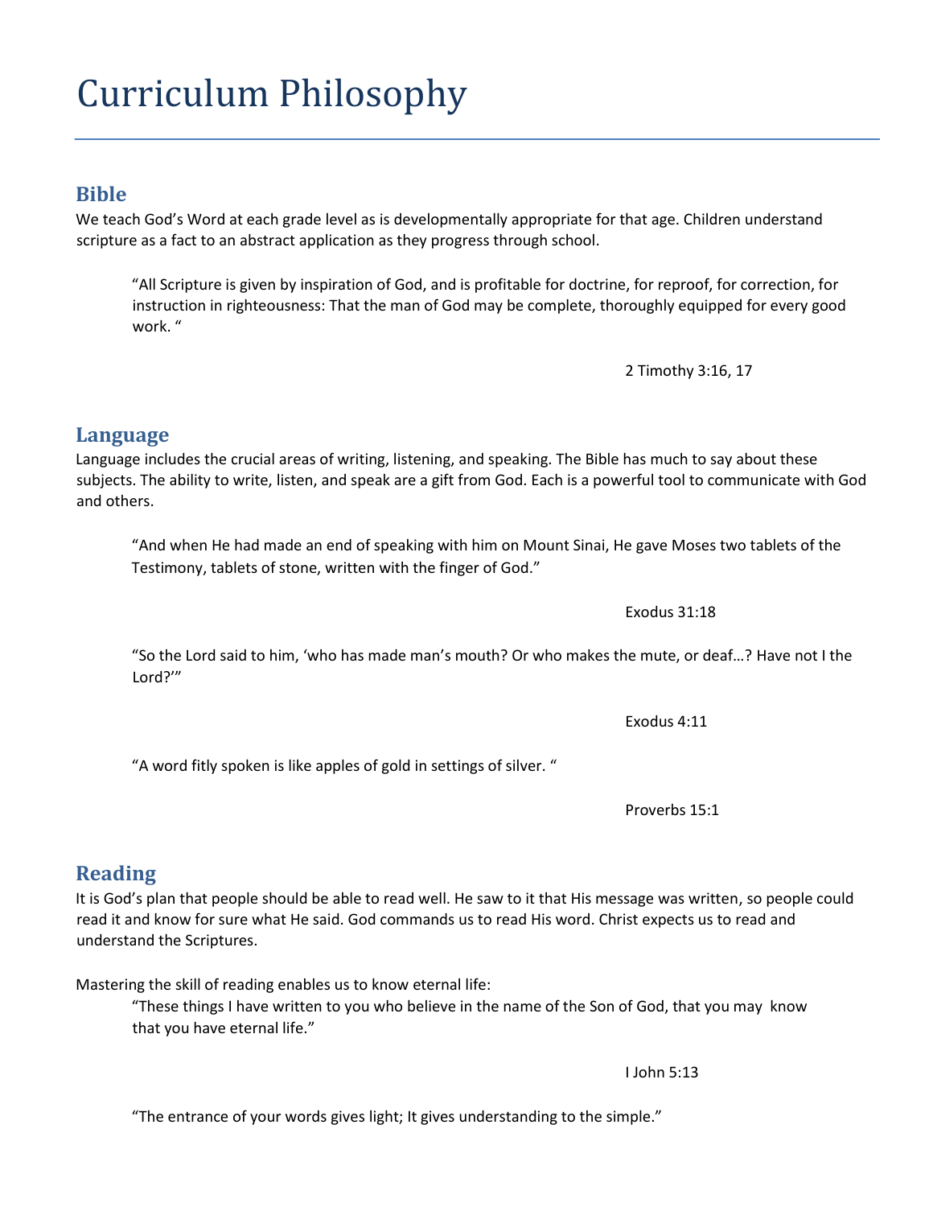# Curriculum Philosophy

## Bible

We teach God's Word at each grade level as is developmentally appropriate for that age. Children understand scripture as a fact to an abstract application as they progress through school.

> "All Scripture is given by inspiration of God, and is profitable for doctrine, for reproof, for correction, for instruction in righteousness: That the man of God may be complete, thoroughly equipped for every good work. "
>
> 2 Timothy 3:16, 17

## Language

Language includes the crucial areas of writing, listening, and speaking. The Bible has much to say about these subjects. The ability to write, listen, and speak are a gift from God. Each is a powerful tool to communicate with God and others.

> "And when He had made an end of speaking with him on Mount Sinai, He gave Moses two tablets of the Testimony, tablets of stone, written with the finger of God."
>
> Exodus 31:18

> "So the Lord said to him, 'who has made man's mouth? Or who makes the mute, or deaf…? Have not I the Lord?'"
>
> Exodus 4:11

> "A word fitly spoken is like apples of gold in settings of silver. "
>
> Proverbs 15:1

## Reading

It is God's plan that people should be able to read well. He saw to it that His message was written, so people could read it and know for sure what He said. God commands us to read His word. Christ expects us to read and understand the Scriptures.

Mastering the skill of reading enables us to know eternal life:

> "These things I have written to you who believe in the name of the Son of God, that you may know that you have eternal life."
>
> I John 5:13

> "The entrance of your words gives light; It gives understanding to the simple."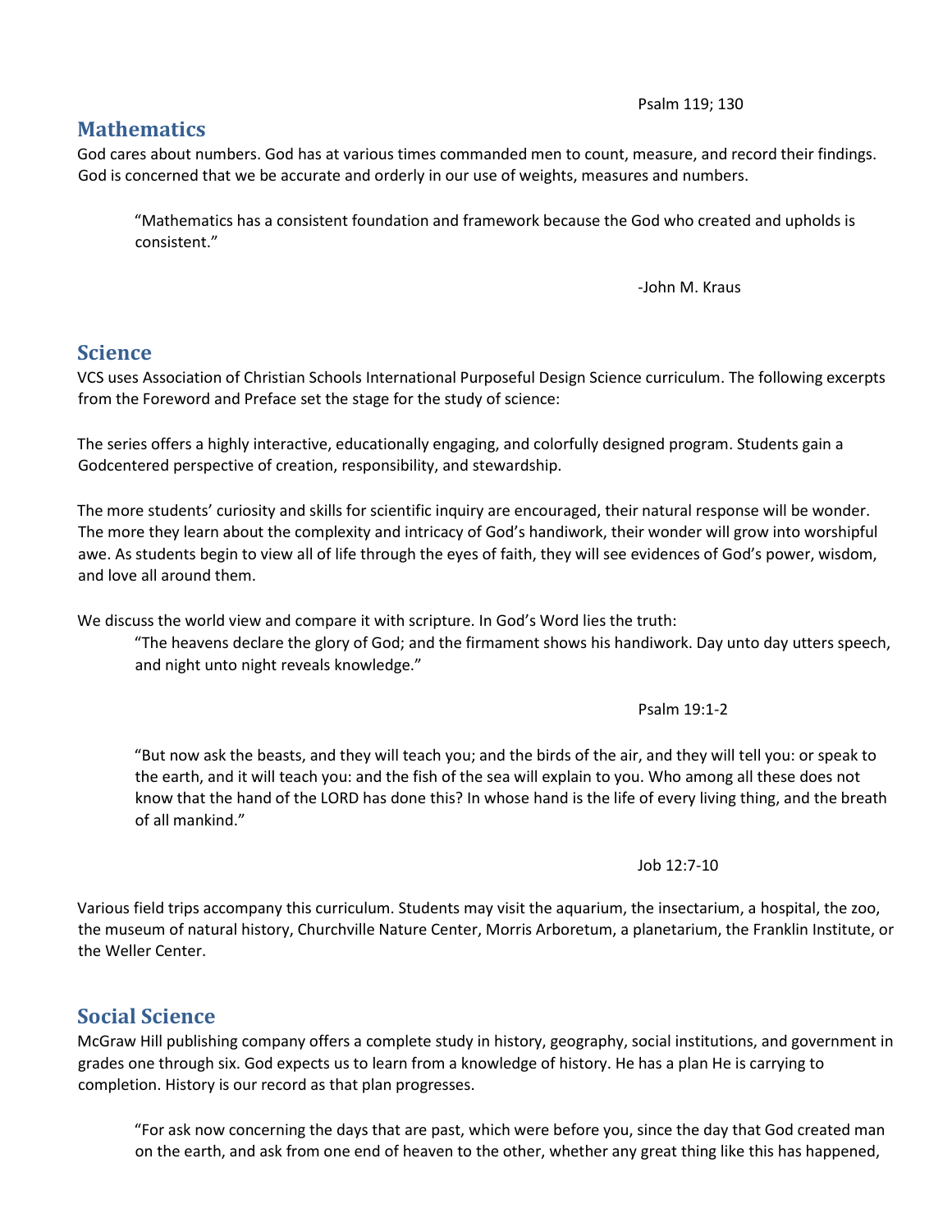Psalm 119; 130

## Mathematics

God cares about numbers. God has at various times commanded men to count, measure, and record their findings. God is concerned that we be accurate and orderly in our use of weights, measures and numbers.

> "Mathematics has a consistent foundation and framework because the God who created and upholds is consistent."
>
> -John M. Kraus

## Science

VCS uses Association of Christian Schools International Purposeful Design Science curriculum. The following excerpts from the Foreword and Preface set the stage for the study of science:

The series offers a highly interactive, educationally engaging, and colorfully designed program. Students gain a Godcentered perspective of creation, responsibility, and stewardship.

The more students' curiosity and skills for scientific inquiry are encouraged, their natural response will be wonder. The more they learn about the complexity and intricacy of God's handiwork, their wonder will grow into worshipful awe. As students begin to view all of life through the eyes of faith, they will see evidences of God's power, wisdom, and love all around them.

We discuss the world view and compare it with scripture. In God's Word lies the truth:

> "The heavens declare the glory of God; and the firmament shows his handiwork. Day unto day utters speech, and night unto night reveals knowledge."
>
> Psalm 19:1-2

> "But now ask the beasts, and they will teach you; and the birds of the air, and they will tell you: or speak to the earth, and it will teach you: and the fish of the sea will explain to you. Who among all these does not know that the hand of the LORD has done this? In whose hand is the life of every living thing, and the breath of all mankind."
>
> Job 12:7-10

Various field trips accompany this curriculum. Students may visit the aquarium, the insectarium, a hospital, the zoo, the museum of natural history, Churchville Nature Center, Morris Arboretum, a planetarium, the Franklin Institute, or the Weller Center.

## Social Science

McGraw Hill publishing company offers a complete study in history, geography, social institutions, and government in grades one through six. God expects us to learn from a knowledge of history. He has a plan He is carrying to completion. History is our record as that plan progresses.

> "For ask now concerning the days that are past, which were before you, since the day that God created man on the earth, and ask from one end of heaven to the other, whether any great thing like this has happened,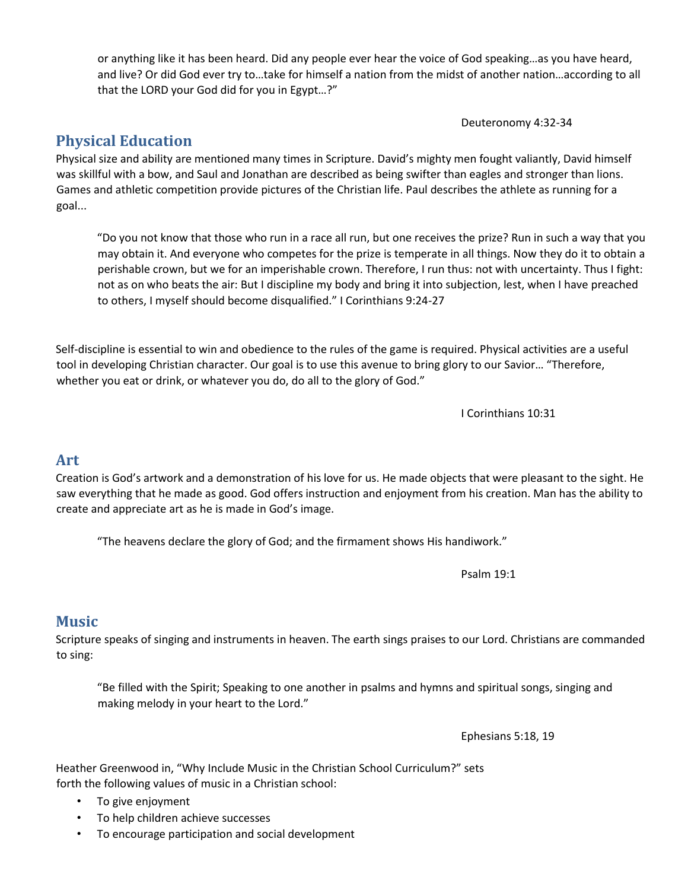> or anything like it has been heard. Did any people ever hear the voice of God speaking…as you have heard, and live? Or did God ever try to…take for himself a nation from the midst of another nation…according to all that the LORD your God did for you in Egypt…?"
>
> Deuteronomy 4:32-34

## Physical Education

Physical size and ability are mentioned many times in Scripture. David's mighty men fought valiantly, David himself was skillful with a bow, and Saul and Jonathan are described as being swifter than eagles and stronger than lions. Games and athletic competition provide pictures of the Christian life. Paul describes the athlete as running for a goal...

> "Do you not know that those who run in a race all run, but one receives the prize? Run in such a way that you may obtain it. And everyone who competes for the prize is temperate in all things. Now they do it to obtain a perishable crown, but we for an imperishable crown. Therefore, I run thus: not with uncertainty. Thus I fight: not as on who beats the air: But I discipline my body and bring it into subjection, lest, when I have preached to others, I myself should become disqualified." I Corinthians 9:24-27

Self-discipline is essential to win and obedience to the rules of the game is required. Physical activities are a useful tool in developing Christian character. Our goal is to use this avenue to bring glory to our Savior… "Therefore, whether you eat or drink, or whatever you do, do all to the glory of God."

> I Corinthians 10:31

## Art

Creation is God's artwork and a demonstration of his love for us. He made objects that were pleasant to the sight. He saw everything that he made as good. God offers instruction and enjoyment from his creation. Man has the ability to create and appreciate art as he is made in God's image.

> "The heavens declare the glory of God; and the firmament shows His handiwork."
>
> Psalm 19:1

## Music

Scripture speaks of singing and instruments in heaven. The earth sings praises to our Lord. Christians are commanded to sing:

> "Be filled with the Spirit; Speaking to one another in psalms and hymns and spiritual songs, singing and making melody in your heart to the Lord."
>
> Ephesians 5:18, 19

Heather Greenwood in, "Why Include Music in the Christian School Curriculum?" sets forth the following values of music in a Christian school:

- To give enjoyment
- To help children achieve successes
- To encourage participation and social development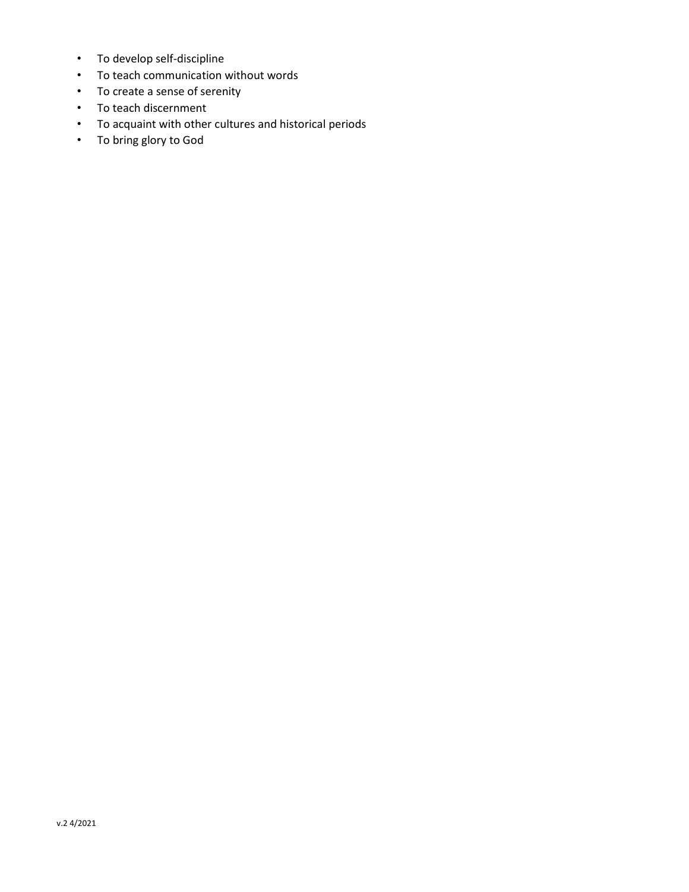- To develop self-discipline
- To teach communication without words
- To create a sense of serenity
- To teach discernment
- To acquaint with other cultures and historical periods
- To bring glory to God